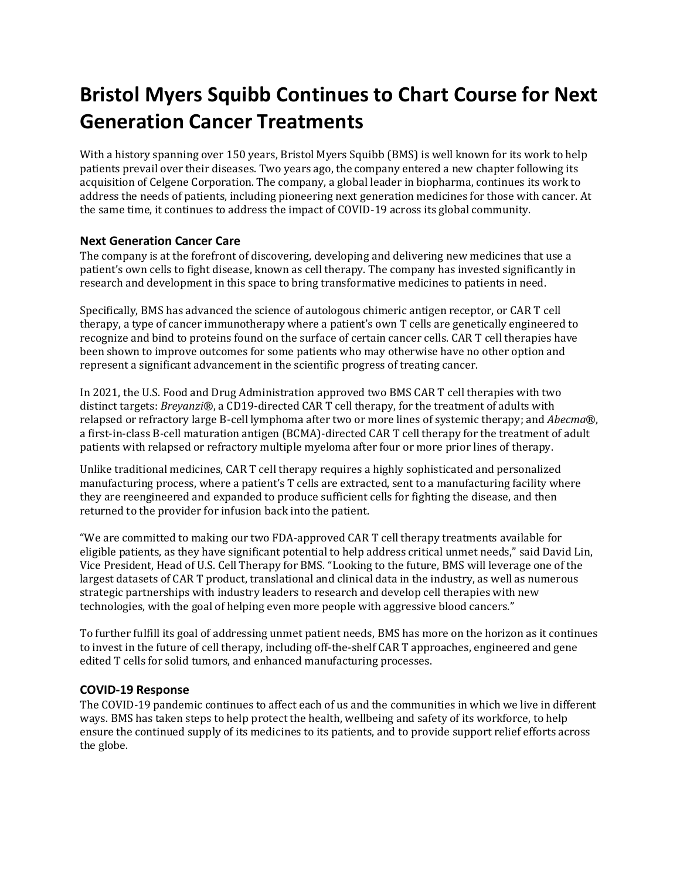# Bristol Myers Squibb Continues to Chart Course for Next Generation Cancer Treatments

With a history spanning over 150 years, Bristol Myers Squibb (BMS) is well known for its work to help patients prevail over their diseases. Two years ago, the company entered a new chapter following its acquisition of Celgene Corporation. The company, a global leader in biopharma, continues its work to address the needs of patients, including pioneering next generation medicines for those with cancer. At the same time, it continues to address the impact of COVID-19 across its global community.

### Next Generation Cancer Care

The company is at the forefront of discovering, developing and delivering new medicines that use a patient's own cells to fight disease, known as cell therapy. The company has invested significantly in research and development in this space to bring transformative medicines to patients in need.

Specifically, BMS has advanced the science of autologous chimeric antigen receptor, or CAR T cell therapy, a type of cancer immunotherapy where a patient's own T cells are genetically engineered to recognize and bind to proteins found on the surface of certain cancer cells. CAR T cell therapies have been shown to improve outcomes for some patients who may otherwise have no other option and represent a significant advancement in the scientific progress of treating cancer.

In 2021, the U.S. Food and Drug Administration approved two BMS CAR T cell therapies with two distinct targets: *Breyanzi*®, a CD19-directed CAR T cell therapy, for the treatment of adults with relapsed or refractory large B-cell lymphoma after two or more lines of systemic therapy; and *Abecma*®, a first-in-class B-cell maturation antigen (BCMA)-directed CAR T cell therapy for the treatment of adult patients with relapsed or refractory multiple myeloma after four or more prior lines of therapy.

Unlike traditional medicines, CAR T cell therapy requires a highly sophisticated and personalized manufacturing process, where a patient's T cells are extracted, sent to a manufacturing facility where they are reengineered and expanded to produce sufficient cells for fighting the disease, and then returned to the provider for infusion back into the patient.

"We are committed to making our two FDA-approved CAR T cell therapy treatments available for eligible patients, as they have significant potential to help address critical unmet needs," said David Lin, Vice President, Head of U.S. Cell Therapy for BMS. "Looking to the future, BMS will leverage one of the largest datasets of CAR T product, translational and clinical data in the industry, as well as numerous strategic partnerships with industry leaders to research and develop cell therapies with new technologies, with the goal of helping even more people with aggressive blood cancers."

To further fulfill its goal of addressing unmet patient needs, BMS has more on the horizon as it continues to invest in the future of cell therapy, including off-the-shelf CAR T approaches, engineered and gene edited T cells for solid tumors, and enhanced manufacturing processes.

### COVID-19 Response

The COVID-19 pandemic continues to affect each of us and the communities in which we live in different ways. BMS has taken steps to help protect the health, wellbeing and safety of its workforce, to help ensure the continued supply of its medicines to its patients, and to provide support relief efforts across the globe.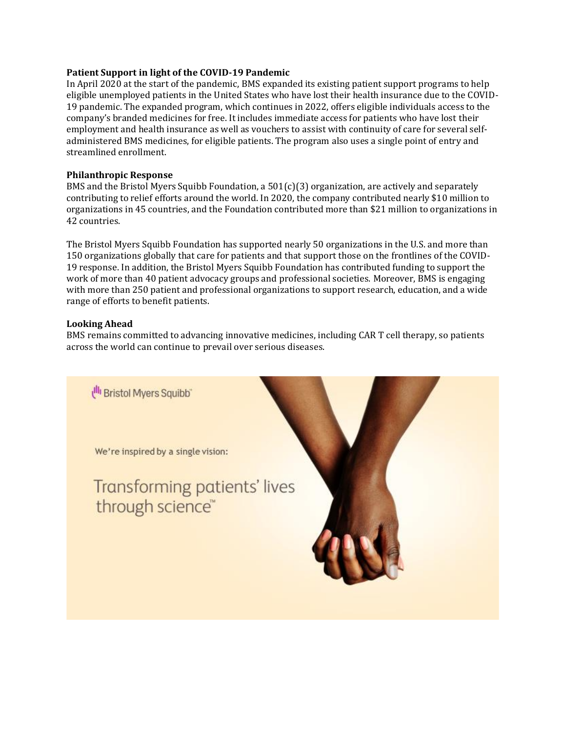**Patient Support in light of the COVID-19 Pandemic**

In April 2020 at the start of the pandemic, BMS expanded its existing patient support programs to help eligible unemployed patients in the United States who have lost their health insurance due to the COVID-19 pandemic. The expanded program, which continues in 2022, offers eligible individuals access to the company's branded medicines for free. It includes immediate access for patients who have lost their employment and health insurance as well as vouchers to assist with continuity of care for several self-administered BMS medicines, for eligible patients. The program also uses a single point of entry and streamlined enrollment.

**Philanthropic Response**

BMS and the Bristol Myers Squibb Foundation, a 501(c)(3) organization, are actively and separately contributing to relief efforts around the world. In 2020, the company contributed nearly $10 million to organizations in 45 countries, and the Foundation contributed more than $21 million to organizations in 42 countries.

The Bristol Myers Squibb Foundation has supported nearly 50 organizations in the U.S. and more than 150 organizations globally that care for patients and that support those on the frontlines of the COVID-19 response. In addition, the Bristol Myers Squibb Foundation has contributed funding to support the work of more than 40 patient advocacy groups and professional societies. Moreover, BMS is engaging with more than 250 patient and professional organizations to support research, education, and a wide range of efforts to benefit patients.

**Looking Ahead**

BMS remains committed to advancing innovative medicines, including CAR T cell therapy, so patients across the world can continue to prevail over serious diseases.

Bristol Myers Squibb™

We're inspired by a single vision:

Transforming patients' lives through science™